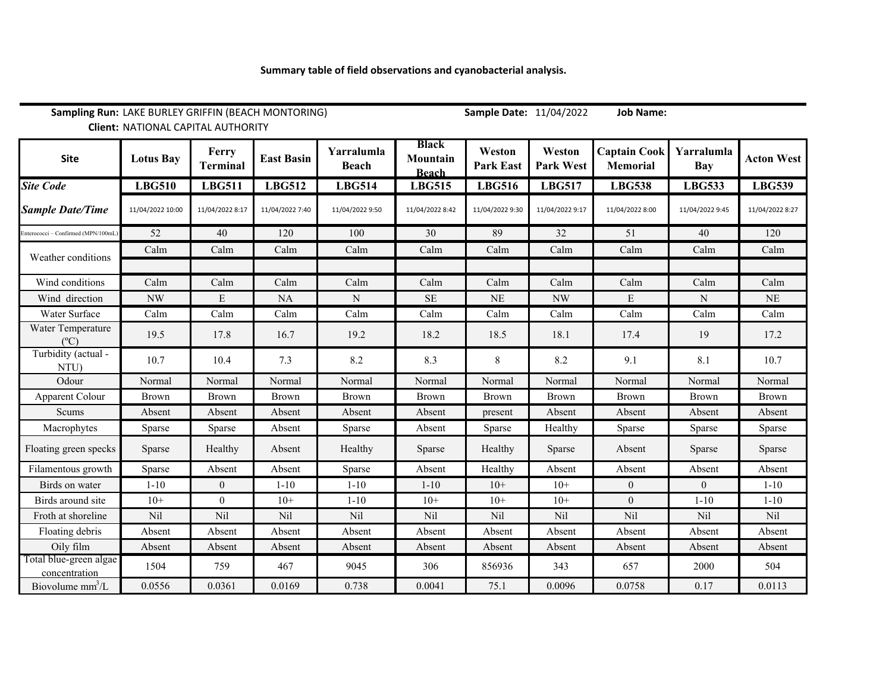**Summary table of field observations and cyanobacterial analysis.**

**Sampling Run:** LAKE BURLEY GRIFFIN (BEACH MONTORING) **Sample Date:** 11/04/2022 **Job Name:**

**Client:** NATIONAL CAPITAL AUTHORITY

| Site | Lotus Bay | Ferry Terminal | East Basin | Yarralumla Beach | Black Mountain Beach | Weston Park East | Weston Park West | Captain Cook Memorial | Yarralumla Bay | Acton West |
|---|---|---|---|---|---|---|---|---|---|---|
| ***Site Code*** | **LBG510** | **LBG511** | **LBG512** | **LBG514** | **LBG515** | **LBG516** | **LBG517** | **LBG538** | **LBG533** | **LBG539** |
| ***Sample Date/Time*** | 11/04/2022 10:00 | 11/04/2022 8:17 | 11/04/2022 7:40 | 11/04/2022 9:50 | 11/04/2022 8:42 | 11/04/2022 9:30 | 11/04/2022 9:17 | 11/04/2022 8:00 | 11/04/2022 9:45 | 11/04/2022 8:27 |
| Enterococci – Confirmed (MPN/100mL) | 52 | 40 | 120 | 100 | 30 | 89 | 32 | 51 | 40 | 120 |
| Weather conditions | Calm | Calm | Calm | Calm | Calm | Calm | Calm | Calm | Calm | Calm |
| Wind conditions | Calm | Calm | Calm | Calm | Calm | Calm | Calm | Calm | Calm | Calm |
| Wind direction | NW | E | NA | N | SE | NE | NW | E | N | NE |
| Water Surface | Calm | Calm | Calm | Calm | Calm | Calm | Calm | Calm | Calm | Calm |
| Water Temperature (ºC) | 19.5 | 17.8 | 16.7 | 19.2 | 18.2 | 18.5 | 18.1 | 17.4 | 19 | 17.2 |
| Turbidity (actual - NTU) | 10.7 | 10.4 | 7.3 | 8.2 | 8.3 | 8 | 8.2 | 9.1 | 8.1 | 10.7 |
| Odour | Normal | Normal | Normal | Normal | Normal | Normal | Normal | Normal | Normal | Normal |
| Apparent Colour | Brown | Brown | Brown | Brown | Brown | Brown | Brown | Brown | Brown | Brown |
| Scums | Absent | Absent | Absent | Absent | Absent | present | Absent | Absent | Absent | Absent |
| Macrophytes | Sparse | Sparse | Absent | Sparse | Absent | Sparse | Healthy | Sparse | Sparse | Sparse |
| Floating green specks | Sparse | Healthy | Absent | Healthy | Sparse | Healthy | Sparse | Absent | Sparse | Sparse |
| Filamentous growth | Sparse | Absent | Absent | Sparse | Absent | Healthy | Absent | Absent | Absent | Absent |
| Birds on water | 1-10 | 0 | 1-10 | 1-10 | 1-10 | 10+ | 10+ | 0 | 0 | 1-10 |
| Birds around site | 10+ | 0 | 10+ | 1-10 | 10+ | 10+ | 10+ | 0 | 1-10 | 1-10 |
| Froth at shoreline | Nil | Nil | Nil | Nil | Nil | Nil | Nil | Nil | Nil | Nil |
| Floating debris | Absent | Absent | Absent | Absent | Absent | Absent | Absent | Absent | Absent | Absent |
| Oily film | Absent | Absent | Absent | Absent | Absent | Absent | Absent | Absent | Absent | Absent |
| Total blue-green algae concentration | 1504 | 759 | 467 | 9045 | 306 | 856936 | 343 | 657 | 2000 | 504 |
| Biovolume $mm^3/L$ | 0.0556 | 0.0361 | 0.0169 | 0.738 | 0.0041 | 75.1 | 0.0096 | 0.0758 | 0.17 | 0.0113 |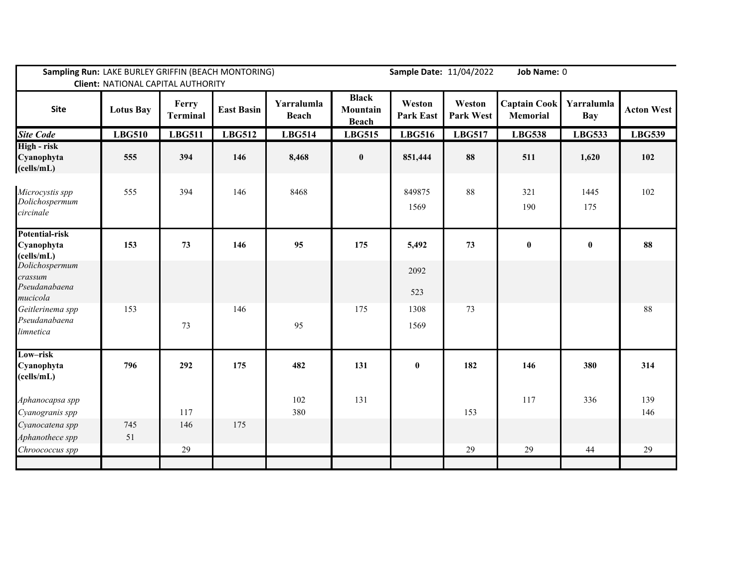**Sampling Run:** LAKE BURLEY GRIFFIN (BEACH MONTORING) **Sample Date:** 11/04/2022 **Job Name:** 0
**Client:** NATIONAL CAPITAL AUTHORITY

| Site | Lotus Bay | Ferry Terminal | East Basin | Yarralumla Beach | Black Mountain Beach | Weston Park East | Weston Park West | Captain Cook Memorial | Yarralumla Bay | Acton West |
|---|---|---|---|---|---|---|---|---|---|---|
| ***Site Code*** | **LBG510** | **LBG511** | **LBG512** | **LBG514** | **LBG515** | **LBG516** | **LBG517** | **LBG538** | **LBG533** | **LBG539** |
| **High - risk Cyanophyta (cells/mL)** | **555** | **394** | **146** | **8,468** | **0** | **851,444** | **88** | **511** | **1,620** | **102** |
| *Microcystis spp* | 555 | 394 | 146 | 8468 | | 849875 | 88 | 321 | 1445 | 102 |
| *Dolichospermum circinale* | | | | | | 1569 | | 190 | 175 | |
| **Potential-risk Cyanophyta (cells/mL)** | **153** | **73** | **146** | **95** | **175** | **5,492** | **73** | **0** | **0** | **88** |
| *Dolichospermum crassum* | | | | | | 2092 | | | | |
| *Pseudanabaena mucicola* | | | | | | 523 | | | | |
| *Geitlerinema spp* | 153 | | 146 | | 175 | 1308 | 73 | | | 88 |
| *Pseudanabaena limnetica* | | 73 | | 95 | | 1569 | | | | |
| **Low–risk Cyanophyta (cells/mL)** | **796** | **292** | **175** | **482** | **131** | **0** | **182** | **146** | **380** | **314** |
| *Aphanocapsa spp* | | | | 102 | 131 | | | 117 | 336 | 139 |
| *Cyanogranis spp* | | 117 | | 380 | | | 153 | | | 146 |
| *Cyanocatena spp* | 745 | 146 | 175 | | | | | | | |
| *Aphanothece spp* | 51 | | | | | | | | | |
| *Chroococcus spp* | | 29 | | | | | 29 | 29 | 44 | 29 |